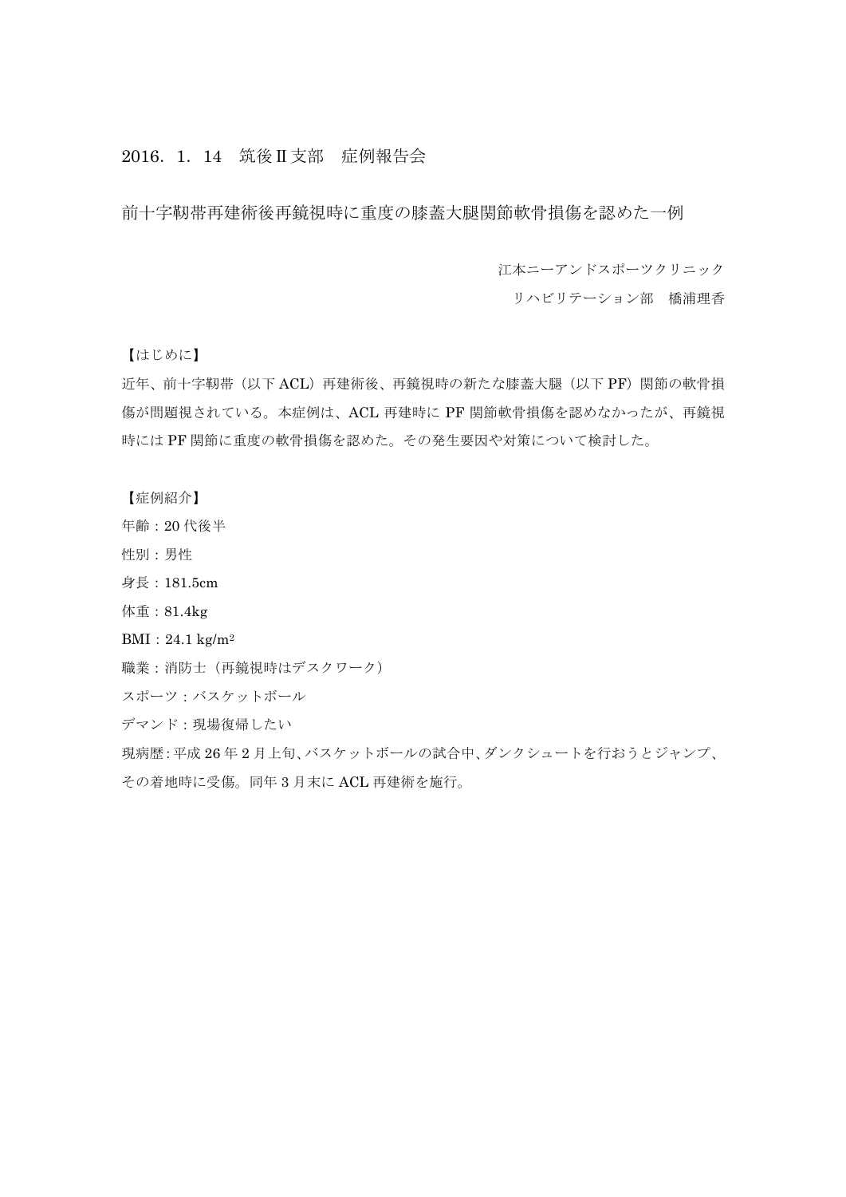2016．1．14　筑後Ⅱ支部　症例報告会

# 前十字靭帯再建術後再鏡視時に重度の膝蓋大腿関節軟骨損傷を認めた一例

江本ニーアンドスポーツクリニック

リハビリテーション部　橋浦理香

【はじめに】

近年、前十字靭帯（以下 ACL）再建術後、再鏡視時の新たな膝蓋大腿（以下 PF）関節の軟骨損傷が問題視されている。本症例は、ACL 再建時に PF 関節軟骨損傷を認めなかったが、再鏡視時には PF 関節に重度の軟骨損傷を認めた。その発生要因や対策について検討した。

【症例紹介】

年齢：20 代後半

性別：男性

身長：181.5cm

体重：81.4kg

BMI：24.1 kg/m²

職業：消防士（再鏡視時はデスクワーク）

スポーツ：バスケットボール

デマンド：現場復帰したい

現病歴：平成 26 年 2 月上旬、バスケットボールの試合中、ダンクシュートを行おうとジャンプ、その着地時に受傷。同年 3 月末に ACL 再建術を施行。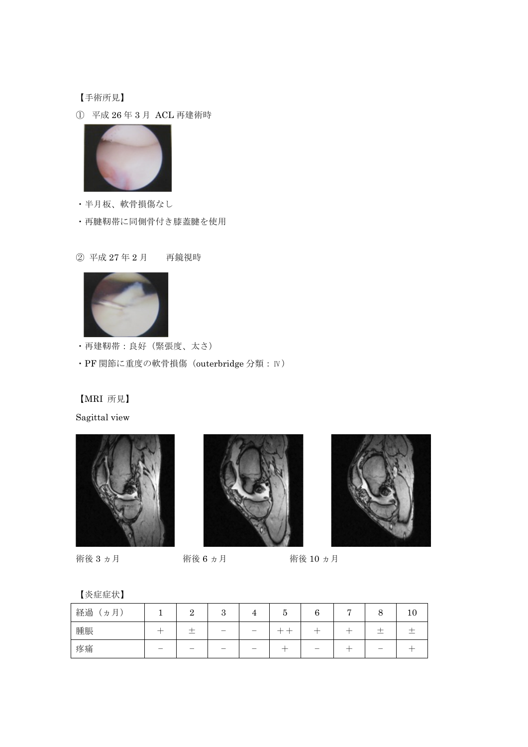【手術所見】

① 平成 26 年 3 月 ACL 再建術時

・半月板、軟骨損傷なし

・再腱靭帯に同側骨付き膝蓋腱を使用

② 平成 27 年 2 月　　再鏡視時

・再建靭帯：良好（緊張度、太さ）

・PF 関節に重度の軟骨損傷（outerbridge 分類：Ⅳ）

【MRI 所見】

Sagittal view

術後 3 ヵ月　　　　　術後 6 ヵ月　　　　　術後 10 ヵ月

【炎症症状】

| 経過（ヵ月） | 1 | 2 | 3 | 4 | 5 | 6 | 7 | 8 | 10 |
|---|---|---|---|---|---|---|---|---|---|
| 腫脹 | ＋ | ± | － | － | ＋＋ | ＋ | ＋ | ± | ± |
| 疼痛 | － | － | － | － | ＋ | － | ＋ | － | ＋ |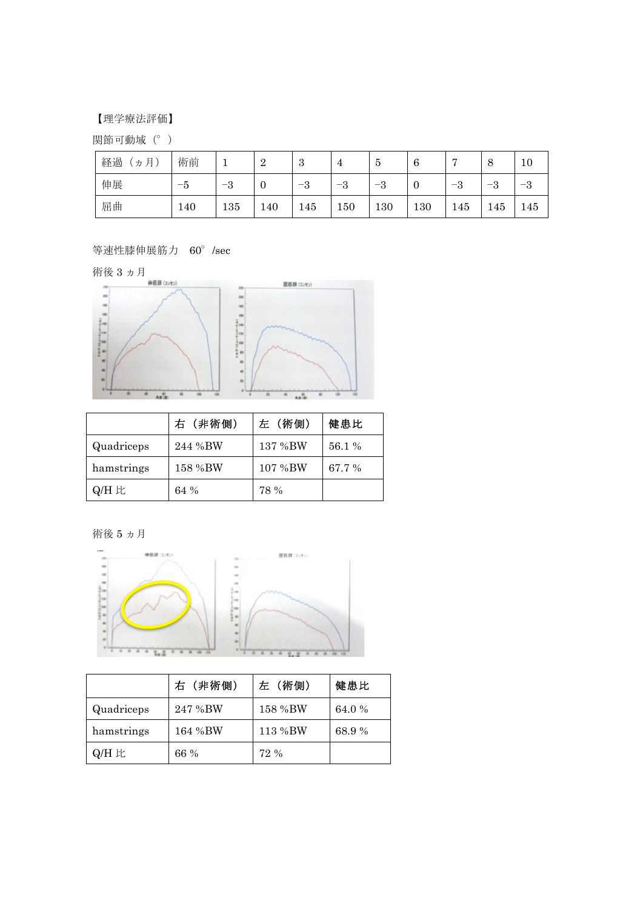【理学療法評価】

関節可動域（°）

| 経過（ヵ月） | 術前 | 1 | 2 | 3 | 4 | 5 | 6 | 7 | 8 | 10 |
|---|---|---|---|---|---|---|---|---|---|---|
| 伸展 | −5 | −3 | 0 | −3 | −3 | −3 | 0 | −3 | −3 | −3 |
| 屈曲 | 140 | 135 | 140 | 145 | 150 | 130 | 130 | 145 | 145 | 145 |

等速性膝伸展筋力　60°/sec

術後 3 ヵ月

| | 右（非術側） | 左（術側） | 健患比 |
|---|---|---|---|
| Quadriceps | 244 %BW | 137 %BW | 56.1 % |
| hamstrings | 158 %BW | 107 %BW | 67.7 % |
| Q/H 比 | 64 % | 78 % | |

術後 5 ヵ月

| | 右（非術側） | 左（術側） | 健患比 |
|---|---|---|---|
| Quadriceps | 247 %BW | 158 %BW | 64.0 % |
| hamstrings | 164 %BW | 113 %BW | 68.9 % |
| Q/H 比 | 66 % | 72 % | |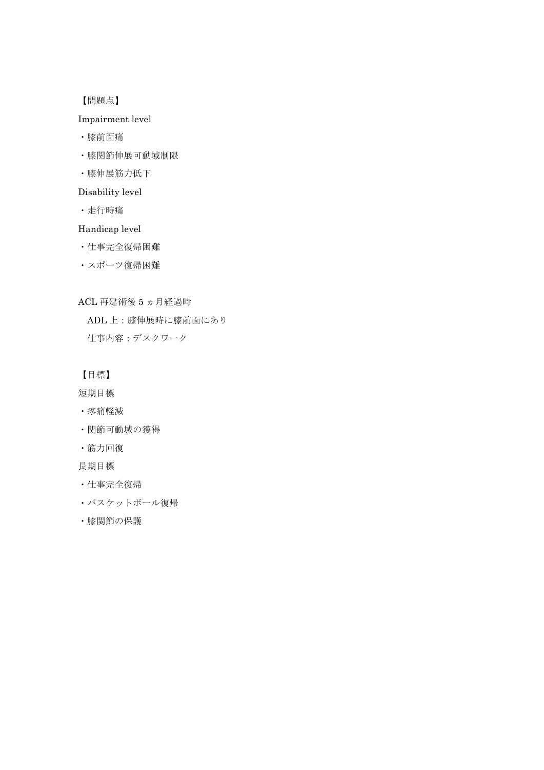【問題点】

Impairment level

・膝前面痛

・膝関節伸展可動域制限

・膝伸展筋力低下

Disability level

・走行時痛

Handicap level

・仕事完全復帰困難

・スポーツ復帰困難

ACL 再建術後 5 ヵ月経過時

　ADL 上：膝伸展時に膝前面にあり

　仕事内容：デスクワーク

【目標】

短期目標

・疼痛軽減

・関節可動域の獲得

・筋力回復

長期目標

・仕事完全復帰

・バスケットボール復帰

・膝関節の保護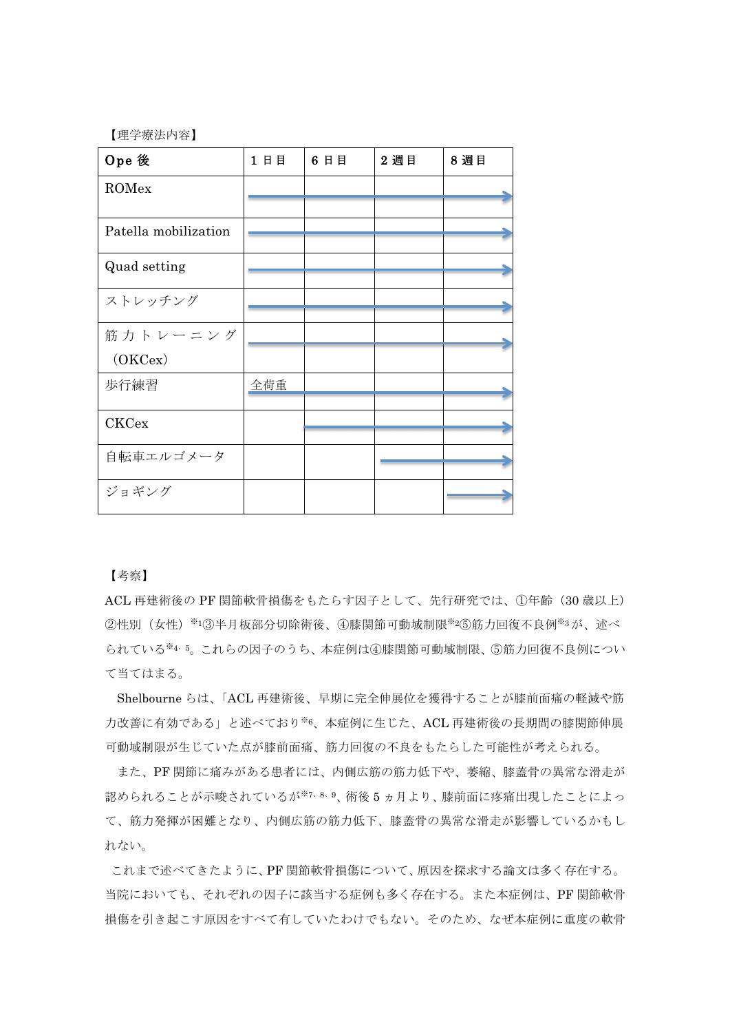【理学療法内容】

| Ope 後 | 1 日目 | 6 日目 | 2 週目 | 8 週目 |
|---|---|---|---|---|
| ROMex | → | → | → | → |
| Patella mobilization | → | → | → | → |
| Quad setting | → | → | → | → |
| ストレッチング | → | → | → | → |
| 筋力トレーニング（OKCex） | → | → | → | → |
| 歩行練習 | 全荷重 → | → | → | → |
| CKCex | | → | → | → |
| 自転車エルゴメータ | | | → | → |
| ジョギング | | | | → |

【考察】

ACL 再建術後の PF 関節軟骨損傷をもたらす因子として、先行研究では、①年齢（30 歳以上）②性別（女性）※1③半月板部分切除術後、④膝関節可動域制限※2⑤筋力回復不良例※3が、述べられている※4、5。これらの因子のうち、本症例は④膝関節可動域制限、⑤筋力回復不良例について当てはまる。

Shelbourne らは、「ACL 再建術後、早期に完全伸展位を獲得することが膝前面痛の軽減や筋力改善に有効である」と述べており※6、本症例に生じた、ACL 再建術後の長期間の膝関節伸展可動域制限が生じていた点が膝前面痛、筋力回復の不良をもたらした可能性が考えられる。

また、PF 関節に痛みがある患者には、内側広筋の筋力低下や、萎縮、膝蓋骨の異常な滑走が認められることが示唆されているが※7、8、9、術後 5 ヵ月より、膝前面に疼痛出現したことによって、筋力発揮が困難となり、内側広筋の筋力低下、膝蓋骨の異常な滑走が影響しているかもしれない。

これまで述べてきたように、PF 関節軟骨損傷について、原因を探求する論文は多く存在する。当院においても、それぞれの因子に該当する症例も多く存在する。また本症例は、PF 関節軟骨損傷を引き起こす原因をすべて有していたわけでもない。そのため、なぜ本症例に重度の軟骨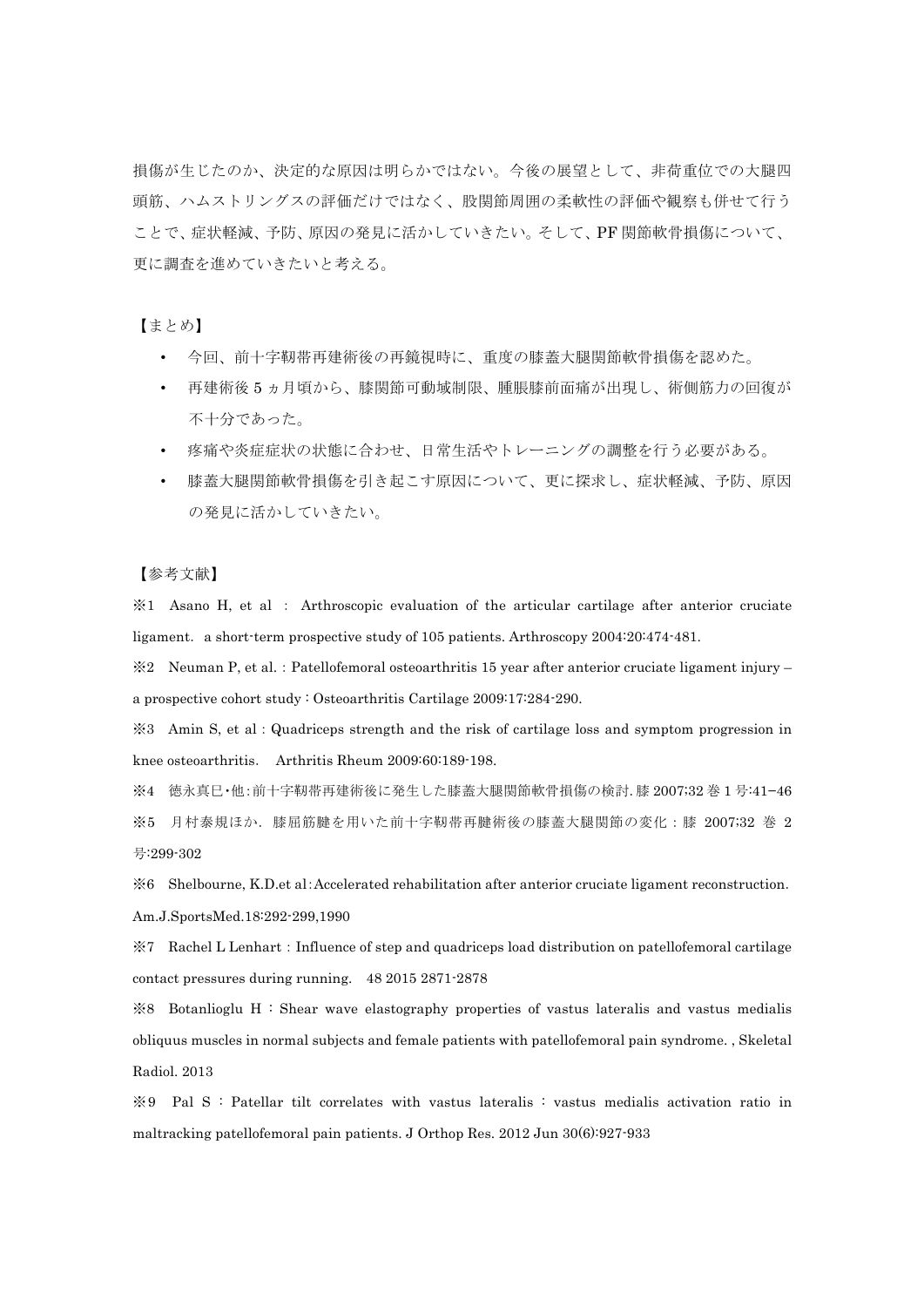損傷が生じたのか、決定的な原因は明らかではない。今後の展望として、非荷重位での大腿四頭筋、ハムストリングスの評価だけではなく、股関節周囲の柔軟性の評価や観察も併せて行うことで、症状軽減、予防、原因の発見に活かしていきたい。そして、PF 関節軟骨損傷について、更に調査を進めていきたいと考える。

【まとめ】

- 今回、前十字靭帯再建術後の再鏡視時に、重度の膝蓋大腿関節軟骨損傷を認めた。
- 再建術後 5 ヵ月頃から、膝関節可動域制限、腫脹膝前面痛が出現し、術側筋力の回復が不十分であった。
- 疼痛や炎症症状の状態に合わせ、日常生活やトレーニングの調整を行う必要がある。
- 膝蓋大腿関節軟骨損傷を引き起こす原因について、更に探求し、症状軽減、予防、原因の発見に活かしていきたい。

【参考文献】

※1 Asano H, et al : Arthroscopic evaluation of the articular cartilage after anterior cruciate ligament. a short-term prospective study of 105 patients. Arthroscopy 2004:20:474-481.

※2 Neuman P, et al. : Patellofemoral osteoarthritis 15 year after anterior cruciate ligament injury – a prospective cohort study : Osteoarthritis Cartilage 2009:17:284-290.

※3 Amin S, et al : Quadriceps strength and the risk of cartilage loss and symptom progression in knee osteoarthritis. Arthritis Rheum 2009:60:189-198.

※4 徳永真巳・他:前十字靭帯再建術後に発生した膝蓋大腿関節軟骨損傷の検討. 膝 2007;32 巻 1 号:41−46

※5 月村泰規ほか. 膝屈筋腱を用いた前十字靭帯再腱術後の膝蓋大腿関節の変化：膝 2007;32 巻 2 号:299-302

※6 Shelbourne, K.D.et al:Accelerated rehabilitation after anterior cruciate ligament reconstruction. Am.J.SportsMed.18:292-299,1990

※7 Rachel L Lenhart : Influence of step and quadriceps load distribution on patellofemoral cartilage contact pressures during running. 48 2015 2871-2878

※8 Botanlioglu H : Shear wave elastography properties of vastus lateralis and vastus medialis obliquus muscles in normal subjects and female patients with patellofemoral pain syndrome. , Skeletal Radiol. 2013

※9 Pal S : Patellar tilt correlates with vastus lateralis : vastus medialis activation ratio in maltracking patellofemoral pain patients. J Orthop Res. 2012 Jun 30(6):927-933